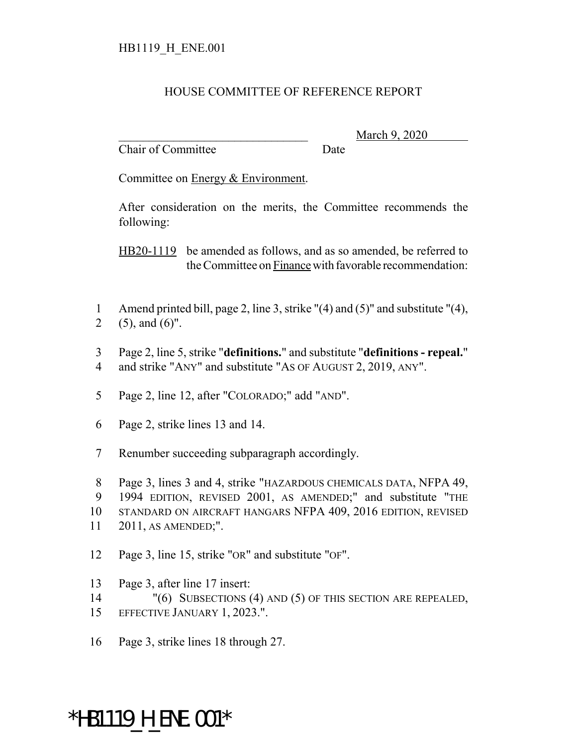HB1119_H_ENE.001

# HOUSE COMMITTEE OF REFERENCE REPORT

________________________________ March 9, 2020
Chair of Committee Date

Committee on Energy & Environment.

After consideration on the merits, the Committee recommends the following:

HB20-1119 be amended as follows, and as so amended, be referred to the Committee on Finance with favorable recommendation:

1 Amend printed bill, page 2, line 3, strike "(4) and (5)" and substitute "(4),
2 (5), and (6)".

3 Page 2, line 5, strike "**definitions.**" and substitute "**definitions - repeal.**"
4 and strike "ANY" and substitute "AS OF AUGUST 2, 2019, ANY".

5 Page 2, line 12, after "COLORADO;" add "AND".

6 Page 2, strike lines 13 and 14.

7 Renumber succeeding subparagraph accordingly.

8 Page 3, lines 3 and 4, strike "HAZARDOUS CHEMICALS DATA, NFPA 49,
9 1994 EDITION, REVISED 2001, AS AMENDED;" and substitute "THE
10 STANDARD ON AIRCRAFT HANGARS NFPA 409, 2016 EDITION, REVISED
11 2011, AS AMENDED;".

12 Page 3, line 15, strike "OR" and substitute "OF".

13 Page 3, after line 17 insert:
14 "(6) SUBSECTIONS (4) AND (5) OF THIS SECTION ARE REPEALED,
15 EFFECTIVE JANUARY 1, 2023.".

16 Page 3, strike lines 18 through 27.

*HB1119_H_ENE.001*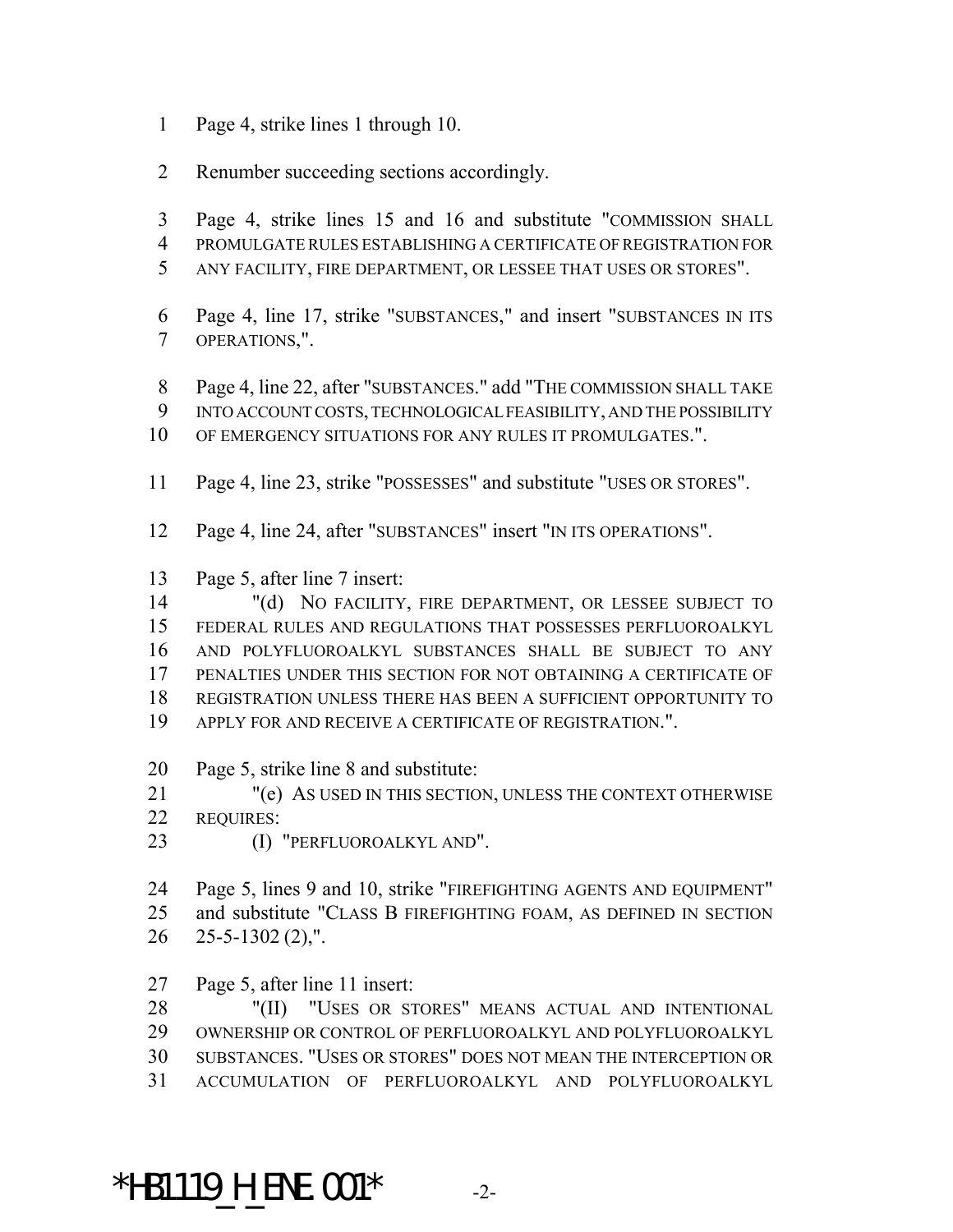Page 4, strike lines 1 through 10.

Renumber succeeding sections accordingly.

Page 4, strike lines 15 and 16 and substitute "COMMISSION SHALL PROMULGATE RULES ESTABLISHING A CERTIFICATE OF REGISTRATION FOR ANY FACILITY, FIRE DEPARTMENT, OR LESSEE THAT USES OR STORES".

Page 4, line 17, strike "SUBSTANCES," and insert "SUBSTANCES IN ITS OPERATIONS,".

Page 4, line 22, after "SUBSTANCES." add "THE COMMISSION SHALL TAKE INTO ACCOUNT COSTS, TECHNOLOGICAL FEASIBILITY, AND THE POSSIBILITY OF EMERGENCY SITUATIONS FOR ANY RULES IT PROMULGATES.".

Page 4, line 23, strike "POSSESSES" and substitute "USES OR STORES".

Page 4, line 24, after "SUBSTANCES" insert "IN ITS OPERATIONS".

Page 5, after line 7 insert:

"(d) NO FACILITY, FIRE DEPARTMENT, OR LESSEE SUBJECT TO FEDERAL RULES AND REGULATIONS THAT POSSESSES PERFLUOROALKYL AND POLYFLUOROALKYL SUBSTANCES SHALL BE SUBJECT TO ANY PENALTIES UNDER THIS SECTION FOR NOT OBTAINING A CERTIFICATE OF REGISTRATION UNLESS THERE HAS BEEN A SUFFICIENT OPPORTUNITY TO APPLY FOR AND RECEIVE A CERTIFICATE OF REGISTRATION.".

Page 5, strike line 8 and substitute:

"(e) AS USED IN THIS SECTION, UNLESS THE CONTEXT OTHERWISE REQUIRES:

(I) "PERFLUOROALKYL AND".

Page 5, lines 9 and 10, strike "FIREFIGHTING AGENTS AND EQUIPMENT" and substitute "CLASS B FIREFIGHTING FOAM, AS DEFINED IN SECTION 25-5-1302 (2),".

Page 5, after line 11 insert:

"(II) "USES OR STORES" MEANS ACTUAL AND INTENTIONAL OWNERSHIP OR CONTROL OF PERFLUOROALKYL AND POLYFLUOROALKYL SUBSTANCES. "USES OR STORES" DOES NOT MEAN THE INTERCEPTION OR ACCUMULATION OF PERFLUOROALKYL AND POLYFLUOROALKYL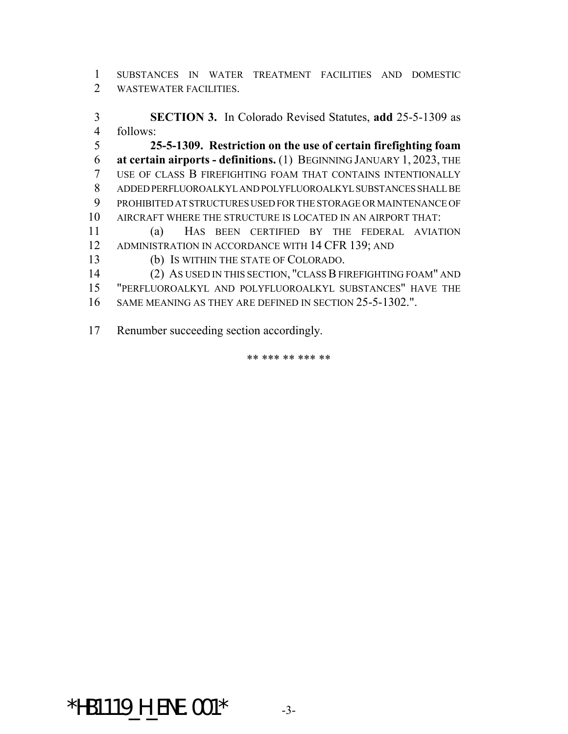SUBSTANCES IN WATER TREATMENT FACILITIES AND DOMESTIC WASTEWATER FACILITIES.

**SECTION 3.** In Colorado Revised Statutes, **add** 25-5-1309 as follows:

**25-5-1309. Restriction on the use of certain firefighting foam at certain airports - definitions.** (1) BEGINNING JANUARY 1, 2023, THE USE OF CLASS B FIREFIGHTING FOAM THAT CONTAINS INTENTIONALLY ADDED PERFLUOROALKYL AND POLYFLUOROALKYL SUBSTANCES SHALL BE PROHIBITED AT STRUCTURES USED FOR THE STORAGE OR MAINTENANCE OF AIRCRAFT WHERE THE STRUCTURE IS LOCATED IN AN AIRPORT THAT:

(a) HAS BEEN CERTIFIED BY THE FEDERAL AVIATION ADMINISTRATION IN ACCORDANCE WITH 14 CFR 139; AND

(b) IS WITHIN THE STATE OF COLORADO.

(2) AS USED IN THIS SECTION, "CLASS B FIREFIGHTING FOAM" AND "PERFLUOROALKYL AND POLYFLUOROALKYL SUBSTANCES" HAVE THE SAME MEANING AS THEY ARE DEFINED IN SECTION 25-5-1302.".

Renumber succeeding section accordingly.

** *** ** *** **

*HB1119_H_ENE.001*